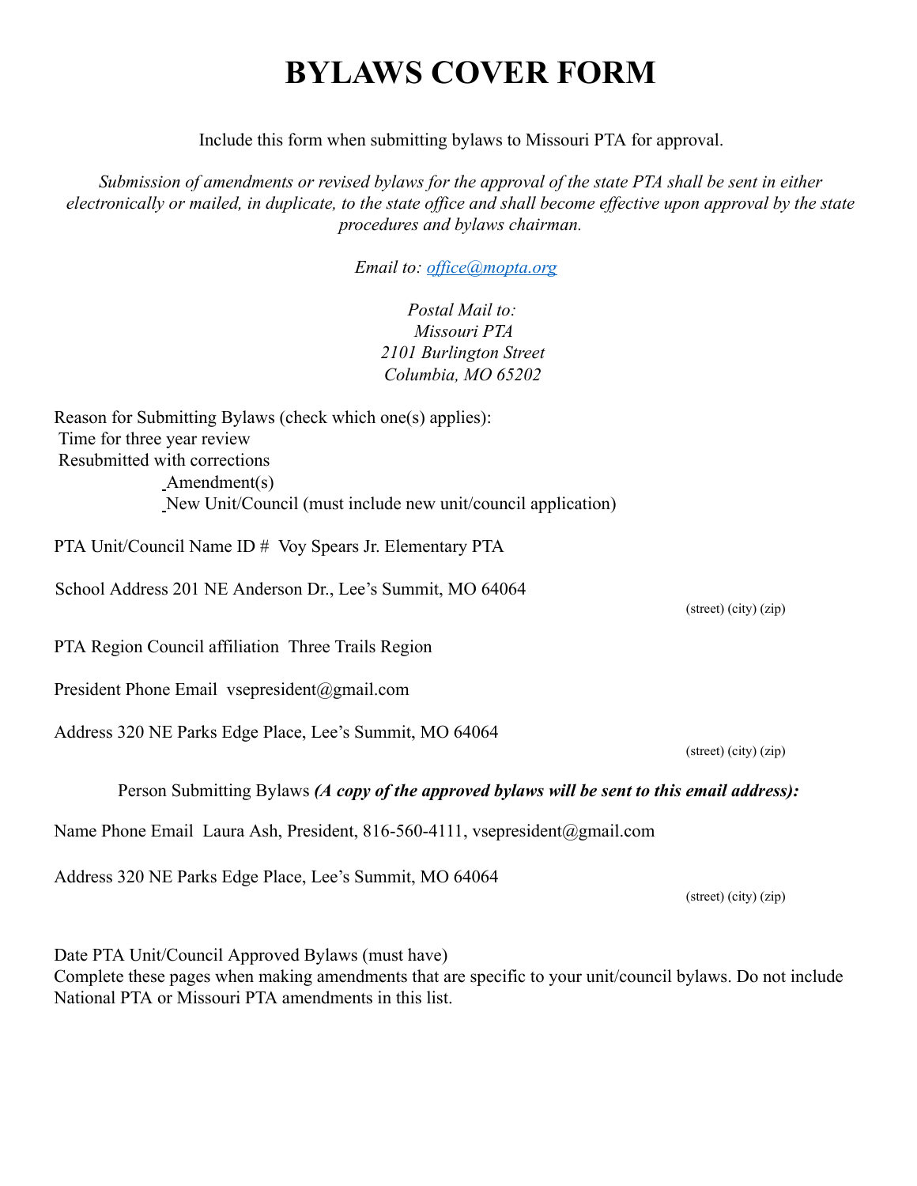# BYLAWS COVER FORM

Include this form when submitting bylaws to Missouri PTA for approval.

*Submission of amendments or revised bylaws for the approval of the state PTA shall be sent in either electronically or mailed, in duplicate, to the state office and shall become effective upon approval by the state procedures and bylaws chairman.*

*Email to: office@mopta.org*

*Postal Mail to:*
*Missouri PTA*
*2101 Burlington Street*
*Columbia, MO 65202*

Reason for Submitting Bylaws (check which one(s) applies):
Time for three year review
Resubmitted with corrections
Amendment(s)
New Unit/Council (must include new unit/council application)

PTA Unit/Council Name ID # Voy Spears Jr. Elementary PTA

School Address 201 NE Anderson Dr., Lee's Summit, MO 64064
(street) (city) (zip)

PTA Region Council affiliation Three Trails Region

President Phone Email vsepresident@gmail.com

Address 320 NE Parks Edge Place, Lee's Summit, MO 64064
(street) (city) (zip)

Person Submitting Bylaws ***(A copy of the approved bylaws will be sent to this email address):***

Name Phone Email Laura Ash, President, 816-560-4111, vsepresident@gmail.com

Address 320 NE Parks Edge Place, Lee's Summit, MO 64064
(street) (city) (zip)

Date PTA Unit/Council Approved Bylaws (must have)
Complete these pages when making amendments that are specific to your unit/council bylaws. Do not include National PTA or Missouri PTA amendments in this list.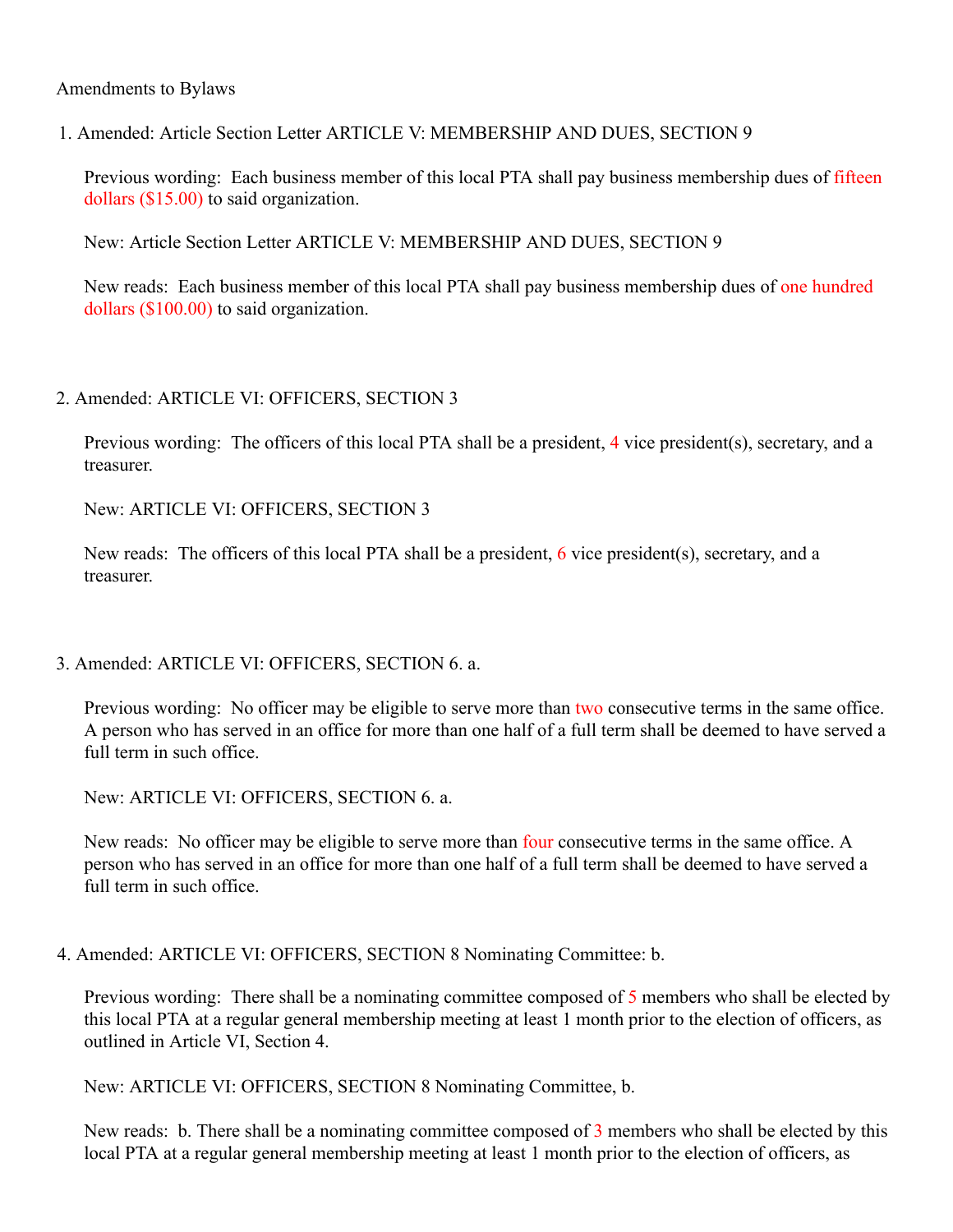Amendments to Bylaws

1. Amended: Article Section Letter ARTICLE V: MEMBERSHIP AND DUES, SECTION 9

   Previous wording: Each business member of this local PTA shall pay business membership dues of fifteen dollars ($15.00) to said organization.

   New: Article Section Letter ARTICLE V: MEMBERSHIP AND DUES, SECTION 9

   New reads: Each business member of this local PTA shall pay business membership dues of one hundred dollars ($100.00) to said organization.

2. Amended: ARTICLE VI: OFFICERS, SECTION 3

   Previous wording: The officers of this local PTA shall be a president, 4 vice president(s), secretary, and a treasurer.

   New: ARTICLE VI: OFFICERS, SECTION 3

   New reads: The officers of this local PTA shall be a president, 6 vice president(s), secretary, and a treasurer.

3. Amended: ARTICLE VI: OFFICERS, SECTION 6. a.

   Previous wording: No officer may be eligible to serve more than two consecutive terms in the same office. A person who has served in an office for more than one half of a full term shall be deemed to have served a full term in such office.

   New: ARTICLE VI: OFFICERS, SECTION 6. a.

   New reads: No officer may be eligible to serve more than four consecutive terms in the same office. A person who has served in an office for more than one half of a full term shall be deemed to have served a full term in such office.

4. Amended: ARTICLE VI: OFFICERS, SECTION 8 Nominating Committee: b.

   Previous wording: There shall be a nominating committee composed of 5 members who shall be elected by this local PTA at a regular general membership meeting at least 1 month prior to the election of officers, as outlined in Article VI, Section 4.

   New: ARTICLE VI: OFFICERS, SECTION 8 Nominating Committee, b.

   New reads: b. There shall be a nominating committee composed of 3 members who shall be elected by this local PTA at a regular general membership meeting at least 1 month prior to the election of officers, as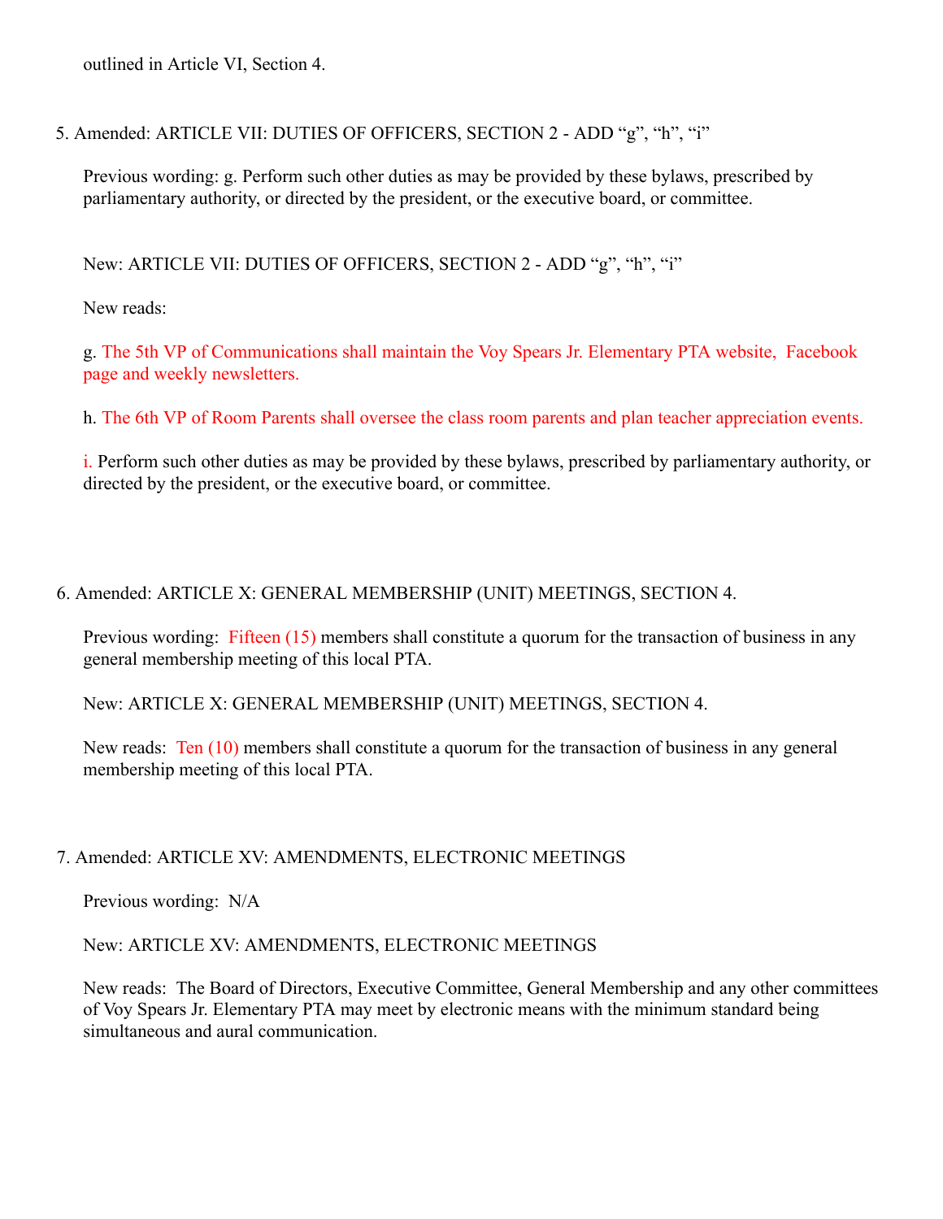outlined in Article VI, Section 4.

5. Amended: ARTICLE VII: DUTIES OF OFFICERS, SECTION 2 - ADD “g”, “h”, “i”

   Previous wording: g. Perform such other duties as may be provided by these bylaws, prescribed by parliamentary authority, or directed by the president, or the executive board, or committee.

   New: ARTICLE VII: DUTIES OF OFFICERS, SECTION 2 - ADD “g”, “h”, “i”

   New reads:

   g. The 5th VP of Communications shall maintain the Voy Spears Jr. Elementary PTA website, Facebook page and weekly newsletters.

   h. The 6th VP of Room Parents shall oversee the class room parents and plan teacher appreciation events.

   i. Perform such other duties as may be provided by these bylaws, prescribed by parliamentary authority, or directed by the president, or the executive board, or committee.

6. Amended: ARTICLE X: GENERAL MEMBERSHIP (UNIT) MEETINGS, SECTION 4.

   Previous wording: Fifteen (15) members shall constitute a quorum for the transaction of business in any general membership meeting of this local PTA.

   New: ARTICLE X: GENERAL MEMBERSHIP (UNIT) MEETINGS, SECTION 4.

   New reads: Ten (10) members shall constitute a quorum for the transaction of business in any general membership meeting of this local PTA.

7. Amended: ARTICLE XV: AMENDMENTS, ELECTRONIC MEETINGS

   Previous wording: N/A

   New: ARTICLE XV: AMENDMENTS, ELECTRONIC MEETINGS

   New reads: The Board of Directors, Executive Committee, General Membership and any other committees of Voy Spears Jr. Elementary PTA may meet by electronic means with the minimum standard being simultaneous and aural communication.